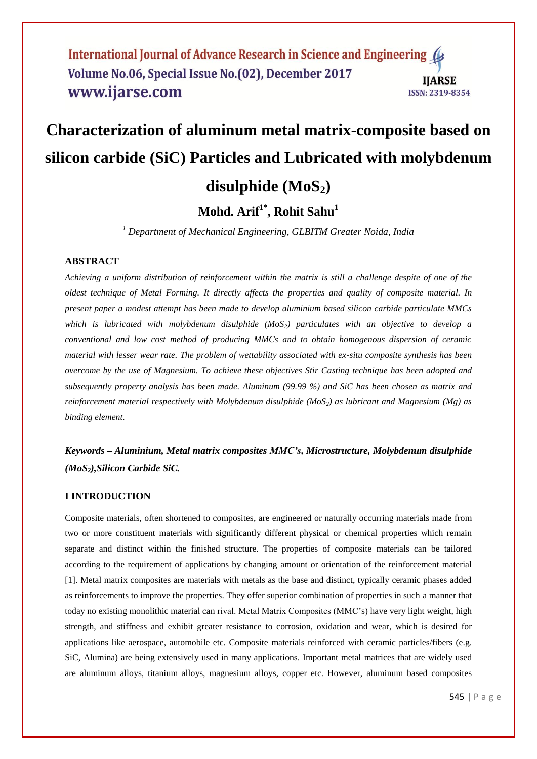# Characterization of aluminum metal matrix-composite based on silicon carbide (SiC) Particles and Lubricated with molybdenum disulphide ($MoS_2$)

**Mohd. Arif[1*], Rohit Sahu[1]**

*[1] Department of Mechanical Engineering, GLBITM Greater Noida, India*

## ABSTRACT

*Achieving a uniform distribution of reinforcement within the matrix is still a challenge despite of one of the oldest technique of Metal Forming. It directly affects the properties and quality of composite material. In present paper a modest attempt has been made to develop aluminium based silicon carbide particulate MMCs which is lubricated with molybdenum disulphide ($MoS_2$) particulates with an objective to develop a conventional and low cost method of producing MMCs and to obtain homogenous dispersion of ceramic material with lesser wear rate. The problem of wettability associated with ex-situ composite synthesis has been overcome by the use of Magnesium. To achieve these objectives Stir Casting technique has been adopted and subsequently property analysis has been made. Aluminum (99.99 %) and SiC has been chosen as matrix and reinforcement material respectively with Molybdenum disulphide ($MoS_2$) as lubricant and Magnesium (Mg) as binding element.*

***Keywords – Aluminium, Metal matrix composites MMC's, Microstructure, Molybdenum disulphide ($MoS_2$),Silicon Carbide SiC.***

## I INTRODUCTION

Composite materials, often shortened to composites, are engineered or naturally occurring materials made from two or more constituent materials with significantly different physical or chemical properties which remain separate and distinct within the finished structure. The properties of composite materials can be tailored according to the requirement of applications by changing amount or orientation of the reinforcement material [1]. Metal matrix composites are materials with metals as the base and distinct, typically ceramic phases added as reinforcements to improve the properties. They offer superior combination of properties in such a manner that today no existing monolithic material can rival. Metal Matrix Composites (MMC's) have very light weight, high strength, and stiffness and exhibit greater resistance to corrosion, oxidation and wear, which is desired for applications like aerospace, automobile etc. Composite materials reinforced with ceramic particles/fibers (e.g. SiC, Alumina) are being extensively used in many applications. Important metal matrices that are widely used are aluminum alloys, titanium alloys, magnesium alloys, copper etc. However, aluminum based composites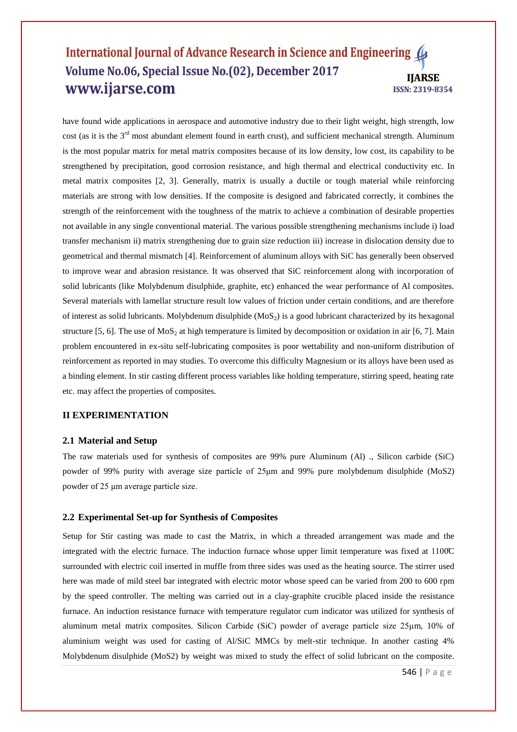have found wide applications in aerospace and automotive industry due to their light weight, high strength, low cost (as it is the 3rd most abundant element found in earth crust), and sufficient mechanical strength. Aluminum is the most popular matrix for metal matrix composites because of its low density, low cost, its capability to be strengthened by precipitation, good corrosion resistance, and high thermal and electrical conductivity etc. In metal matrix composites [2, 3]. Generally, matrix is usually a ductile or tough material while reinforcing materials are strong with low densities. If the composite is designed and fabricated correctly, it combines the strength of the reinforcement with the toughness of the matrix to achieve a combination of desirable properties not available in any single conventional material. The various possible strengthening mechanisms include i) load transfer mechanism ii) matrix strengthening due to grain size reduction iii) increase in dislocation density due to geometrical and thermal mismatch [4]. Reinforcement of aluminum alloys with SiC has generally been observed to improve wear and abrasion resistance. It was observed that SiC reinforcement along with incorporation of solid lubricants (like Molybdenum disulphide, graphite, etc) enhanced the wear performance of Al composites. Several materials with lamellar structure result low values of friction under certain conditions, and are therefore of interest as solid lubricants. Molybdenum disulphide ($MoS_2$) is a good lubricant characterized by its hexagonal structure [5, 6]. The use of $MoS_2$ at high temperature is limited by decomposition or oxidation in air [6, 7]. Main problem encountered in ex-situ self-lubricating composites is poor wettability and non-uniform distribution of reinforcement as reported in may studies. To overcome this difficulty Magnesium or its alloys have been used as a binding element. In stir casting different process variables like holding temperature, stirring speed, heating rate etc. may affect the properties of composites.

## II EXPERIMENTATION

### 2.1 Material and Setup

The raw materials used for synthesis of composites are 99% pure Aluminum (Al) ., Silicon carbide (SiC) powder of 99% purity with average size particle of 25μm and 99% pure molybdenum disulphide (MoS2) powder of 25 μm average particle size.

### 2.2 Experimental Set-up for Synthesis of Composites

Setup for Stir casting was made to cast the Matrix, in which a threaded arrangement was made and the integrated with the electric furnace. The induction furnace whose upper limit temperature was fixed at 1100̊C surrounded with electric coil inserted in muffle from three sides was used as the heating source. The stirrer used here was made of mild steel bar integrated with electric motor whose speed can be varied from 200 to 600 rpm by the speed controller. The melting was carried out in a clay-graphite crucible placed inside the resistance furnace. An induction resistance furnace with temperature regulator cum indicator was utilized for synthesis of aluminum metal matrix composites. Silicon Carbide (SiC) powder of average particle size 25μm, 10% of aluminium weight was used for casting of Al/SiC MMCs by melt-stir technique. In another casting 4% Molybdenum disulphide (MoS2) by weight was mixed to study the effect of solid lubricant on the composite.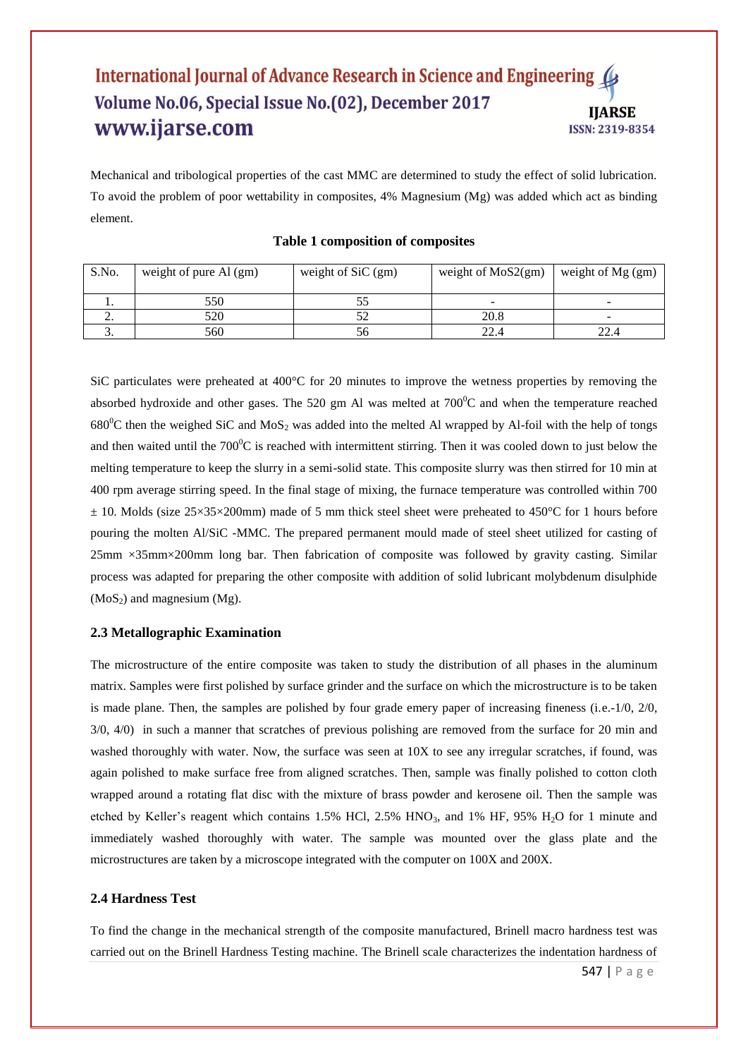Mechanical and tribological properties of the cast MMC are determined to study the effect of solid lubrication. To avoid the problem of poor wettability in composites, 4% Magnesium (Mg) was added which act as binding element.

**Table 1 composition of composites**

| S.No. | weight of pure Al (gm) | weight of SiC (gm) | weight of MoS2(gm) | weight of Mg (gm) |
|---|---|---|---|---|
| 1. | 550 | 55 | - | - |
| 2. | 520 | 52 | 20.8 | - |
| 3. | 560 | 56 | 22.4 | 22.4 |

SiC particulates were preheated at 400°C for 20 minutes to improve the wetness properties by removing the absorbed hydroxide and other gases. The 520 gm Al was melted at $700^0$C and when the temperature reached $680^0$C then the weighed SiC and $MoS_2$ was added into the melted Al wrapped by Al-foil with the help of tongs and then waited until the $700^0$C is reached with intermittent stirring. Then it was cooled down to just below the melting temperature to keep the slurry in a semi-solid state. This composite slurry was then stirred for 10 min at 400 rpm average stirring speed. In the final stage of mixing, the furnace temperature was controlled within 700 $\pm$ 10. Molds (size 25×35×200mm) made of 5 mm thick steel sheet were preheated to 450°C for 1 hours before pouring the molten Al/SiC -MMC. The prepared permanent mould made of steel sheet utilized for casting of 25mm ×35mm×200mm long bar. Then fabrication of composite was followed by gravity casting. Similar process was adapted for preparing the other composite with addition of solid lubricant molybdenum disulphide ($MoS_2$) and magnesium (Mg).

### 2.3 Metallographic Examination

The microstructure of the entire composite was taken to study the distribution of all phases in the aluminum matrix. Samples were first polished by surface grinder and the surface on which the microstructure is to be taken is made plane. Then, the samples are polished by four grade emery paper of increasing fineness (i.e.-1/0, 2/0, 3/0, 4/0) in such a manner that scratches of previous polishing are removed from the surface for 20 min and washed thoroughly with water. Now, the surface was seen at 10X to see any irregular scratches, if found, was again polished to make surface free from aligned scratches. Then, sample was finally polished to cotton cloth wrapped around a rotating flat disc with the mixture of brass powder and kerosene oil. Then the sample was etched by Keller's reagent which contains 1.5% HCl, 2.5% $HNO_3$, and 1% HF, 95% $H_2O$ for 1 minute and immediately washed thoroughly with water. The sample was mounted over the glass plate and the microstructures are taken by a microscope integrated with the computer on 100X and 200X.

### 2.4 Hardness Test

To find the change in the mechanical strength of the composite manufactured, Brinell macro hardness test was carried out on the Brinell Hardness Testing machine. The Brinell scale characterizes the indentation hardness of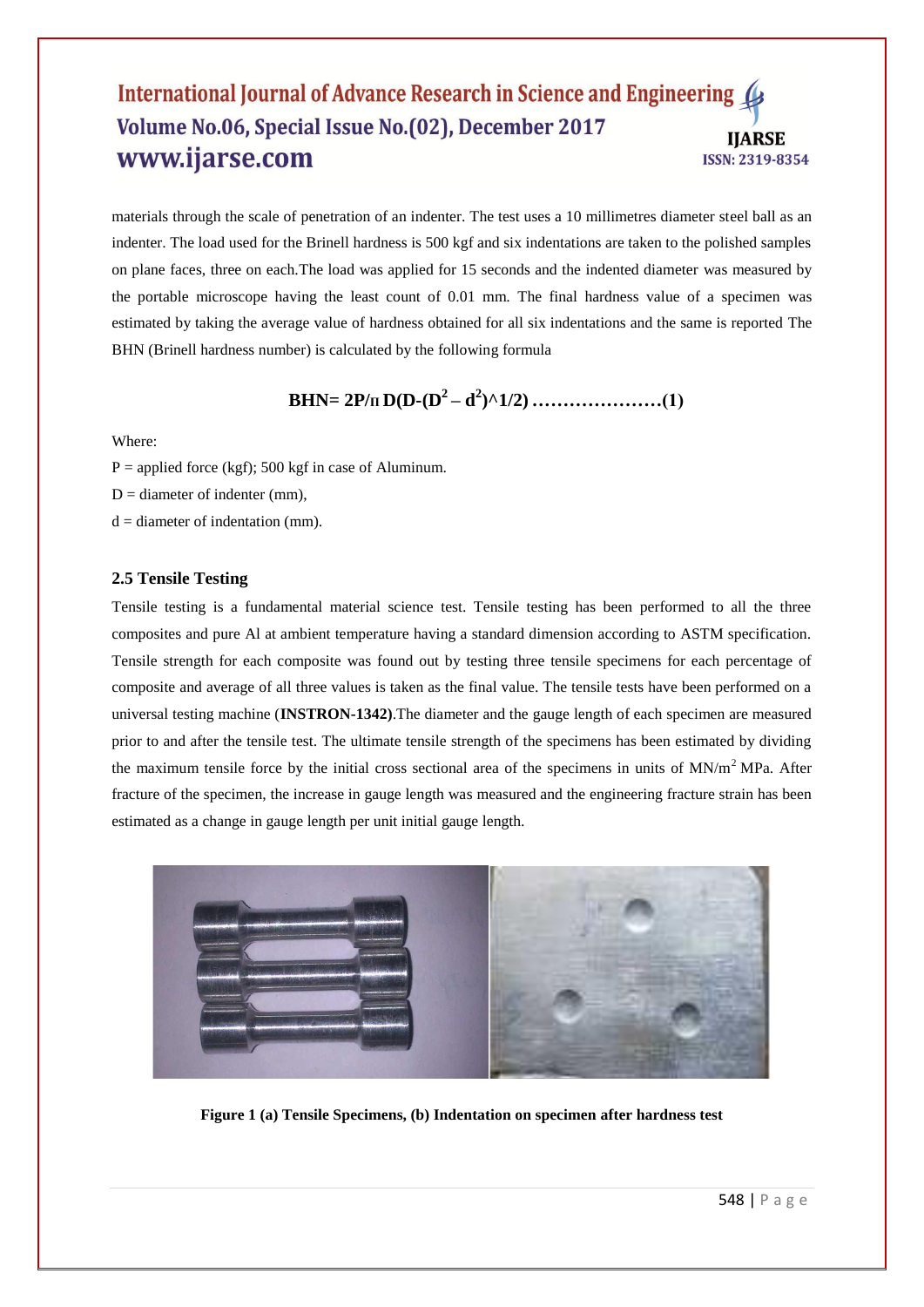materials through the scale of penetration of an indenter. The test uses a 10 millimetres diameter steel ball as an indenter. The load used for the Brinell hardness is 500 kgf and six indentations are taken to the polished samples on plane faces, three on each.The load was applied for 15 seconds and the indented diameter was measured by the portable microscope having the least count of 0.01 mm. The final hardness value of a specimen was estimated by taking the average value of hardness obtained for all six indentations and the same is reported The BHN (Brinell hardness number) is calculated by the following formula

$$\mathbf{BHN = 2P/\pi D(D-(D^2 - d^2)^{\wedge}1/2)} \text{ ......................(1)}$$

Where:

P = applied force (kgf); 500 kgf in case of Aluminum.

D = diameter of indenter (mm),

d = diameter of indentation (mm).

### 2.5 Tensile Testing

Tensile testing is a fundamental material science test. Tensile testing has been performed to all the three composites and pure Al at ambient temperature having a standard dimension according to ASTM specification. Tensile strength for each composite was found out by testing three tensile specimens for each percentage of composite and average of all three values is taken as the final value. The tensile tests have been performed on a universal testing machine (**INSTRON-1342)**.The diameter and the gauge length of each specimen are measured prior to and after the tensile test. The ultimate tensile strength of the specimens has been estimated by dividing the maximum tensile force by the initial cross sectional area of the specimens in units of $MN/m^2$ MPa. After fracture of the specimen, the increase in gauge length was measured and the engineering fracture strain has been estimated as a change in gauge length per unit initial gauge length.

**Figure 1 (a) Tensile Specimens, (b) Indentation on specimen after hardness test**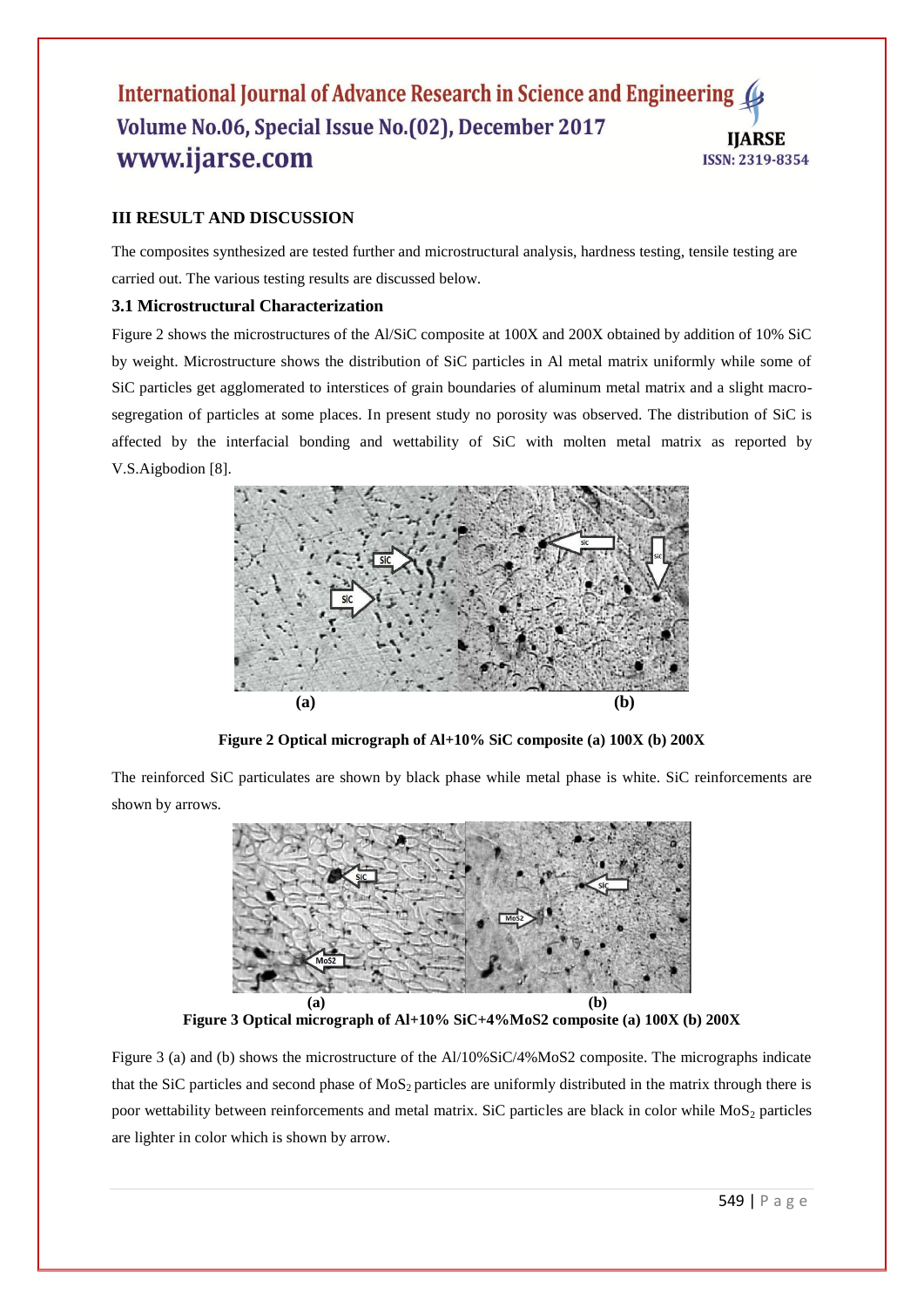## III RESULT AND DISCUSSION

The composites synthesized are tested further and microstructural analysis, hardness testing, tensile testing are carried out. The various testing results are discussed below.

### 3.1 Microstructural Characterization

Figure 2 shows the microstructures of the Al/SiC composite at 100X and 200X obtained by addition of 10% SiC by weight. Microstructure shows the distribution of SiC particles in Al metal matrix uniformly while some of SiC particles get agglomerated to interstices of grain boundaries of aluminum metal matrix and a slight macro-segregation of particles at some places. In present study no porosity was observed. The distribution of SiC is affected by the interfacial bonding and wettability of SiC with molten metal matrix as reported by V.S.Aigbodion [8].

(a) (b)

**Figure 2 Optical micrograph of Al+10% SiC composite (a) 100X (b) 200X**

The reinforced SiC particulates are shown by black phase while metal phase is white. SiC reinforcements are shown by arrows.

(a) (b)

**Figure 3 Optical micrograph of Al+10% SiC+4%MoS2 composite (a) 100X (b) 200X**

Figure 3 (a) and (b) shows the microstructure of the Al/10%SiC/4%MoS2 composite. The micrographs indicate that the SiC particles and second phase of $MoS_2$ particles are uniformly distributed in the matrix through there is poor wettability between reinforcements and metal matrix. SiC particles are black in color while $MoS_2$ particles are lighter in color which is shown by arrow.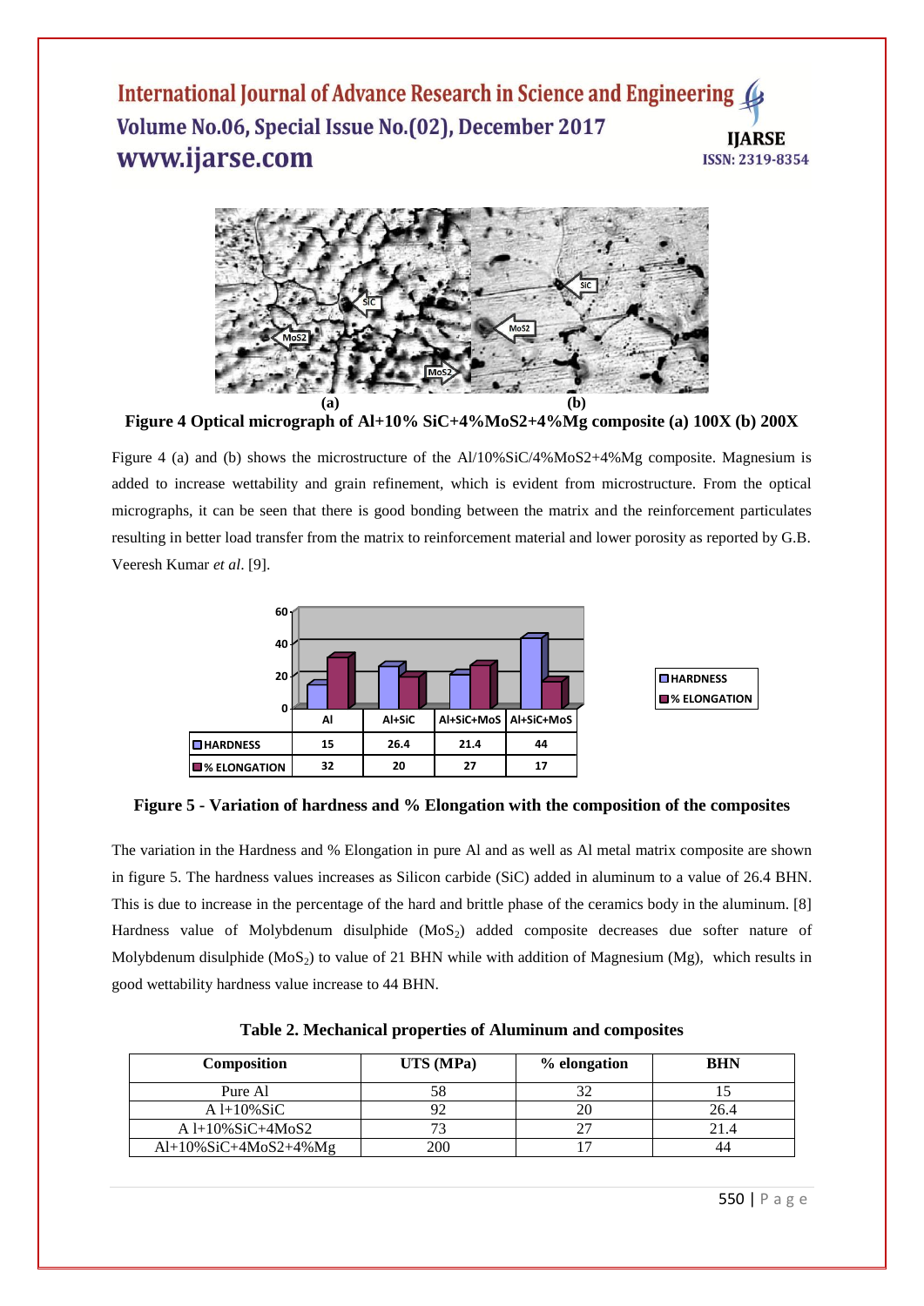**Figure 4 Optical micrograph of Al+10% SiC+4%MoS2+4%Mg composite (a) 100X (b) 200X**

Figure 4 (a) and (b) shows the microstructure of the Al/10%SiC/4%MoS2+4%Mg composite. Magnesium is added to increase wettability and grain refinement, which is evident from microstructure. From the optical micrographs, it can be seen that there is good bonding between the matrix and the reinforcement particulates resulting in better load transfer from the matrix to reinforcement material and lower porosity as reported by G.B. Veeresh Kumar *et al*. [9].

| | Al | Al+SiC | Al+SiC+MoS | Al+SiC+MoS |
|---|---|---|---|---|
| HARDNESS | 15 | 26.4 | 21.4 | 44 |
| % ELONGATION | 32 | 20 | 27 | 17 |

**Figure 5 - Variation of hardness and % Elongation with the composition of the composites**

The variation in the Hardness and % Elongation in pure Al and as well as Al metal matrix composite are shown in figure 5. The hardness values increases as Silicon carbide (SiC) added in aluminum to a value of 26.4 BHN. This is due to increase in the percentage of the hard and brittle phase of the ceramics body in the aluminum. [8] Hardness value of Molybdenum disulphide ($MoS_2$) added composite decreases due softer nature of Molybdenum disulphide ($MoS_2$) to value of 21 BHN while with addition of Magnesium (Mg), which results in good wettability hardness value increase to 44 BHN.

**Table 2. Mechanical properties of Aluminum and composites**

| Composition | UTS (MPa) | % elongation | BHN |
|---|---|---|---|
| Pure Al | 58 | 32 | 15 |
| A l+10%SiC | 92 | 20 | 26.4 |
| A l+10%SiC+4MoS2 | 73 | 27 | 21.4 |
| Al+10%SiC+4MoS2+4%Mg | 200 | 17 | 44 |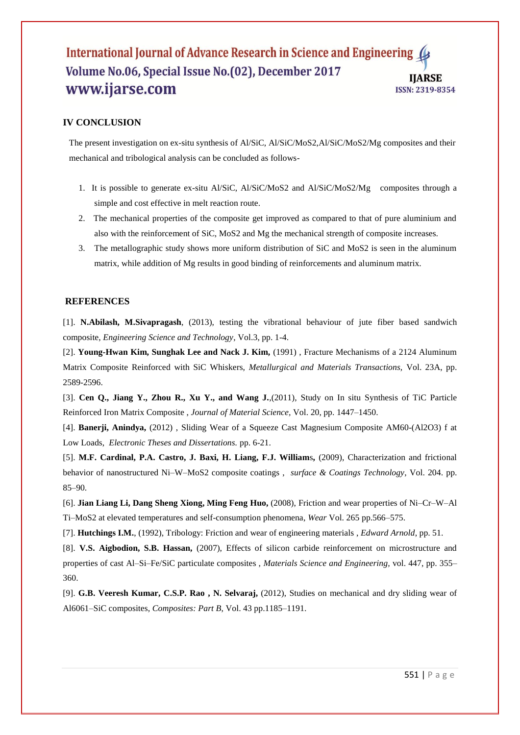## IV CONCLUSION

The present investigation on ex-situ synthesis of Al/SiC, Al/SiC/MoS2,Al/SiC/MoS2/Mg composites and their mechanical and tribological analysis can be concluded as follows-

1. It is possible to generate ex-situ Al/SiC, Al/SiC/MoS2 and Al/SiC/MoS2/Mg composites through a simple and cost effective in melt reaction route.
2. The mechanical properties of the composite get improved as compared to that of pure aluminium and also with the reinforcement of SiC, MoS2 and Mg the mechanical strength of composite increases.
3. The metallographic study shows more uniform distribution of SiC and MoS2 is seen in the aluminum matrix, while addition of Mg results in good binding of reinforcements and aluminum matrix.

## REFERENCES

[1]. **N.Abilash, M.Sivapragash**, (2013), testing the vibrational behaviour of jute fiber based sandwich composite, *Engineering Science and Technology*, Vol.3, pp. 1-4.

[2]. **Young-Hwan Kim, Sunghak Lee and Nack J. Kim,** (1991) , Fracture Mechanisms of a 2124 Aluminum Matrix Composite Reinforced with SiC Whiskers, *Metallurgical and Materials Transactions,* Vol. 23A, pp. 2589-2596.

[3]. **Cen Q., Jiang Y., Zhou R., Xu Y., and Wang J.**,(2011), Study on In situ Synthesis of TiC Particle Reinforced Iron Matrix Composite , *Journal of Material Science,* Vol. 20, pp. 1447–1450.

[4]. **Banerji, Anindya,** (2012) , Sliding Wear of a Squeeze Cast Magnesium Composite AM60-(Al2O3) f at Low Loads, *Electronic Theses and Dissertations.* pp. 6-21.

[5]. **M.F. Cardinal, P.A. Castro, J. Baxi, H. Liang, F.J. Williams,** (2009), Characterization and frictional behavior of nanostructured Ni–W–MoS2 composite coatings , *surface & Coatings Technology*, Vol. 204. pp. 85–90.

[6]. **Jian Liang Li, Dang Sheng Xiong, Ming Feng Huo,** (2008), Friction and wear properties of Ni–Cr–W–Al Ti–MoS2 at elevated temperatures and self-consumption phenomena, *Wear* Vol. 265 pp.566–575.

[7]. **Hutchings I.M.**, (1992), Tribology: Friction and wear of engineering materials , *Edward Arnold*, pp. 51.

[8]. **V.S. Aigbodion, S.B. Hassan,** (2007), Effects of silicon carbide reinforcement on microstructure and properties of cast Al–Si–Fe/SiC particulate composites , *Materials Science and Engineering,* vol. 447, pp. 355–360.

[9]. **G.B. Veeresh Kumar, C.S.P. Rao , N. Selvaraj,** (2012), Studies on mechanical and dry sliding wear of Al6061–SiC composites, *Composites: Part B*, Vol. 43 pp.1185–1191.